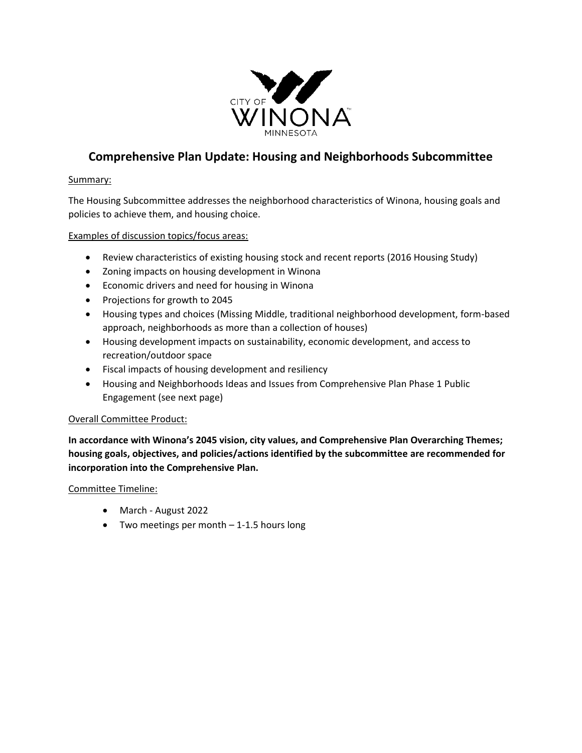# Comprehensive Plan Update: Housing and Neighborhoods Subcommittee

Summary:

The Housing Subcommittee addresses the neighborhood characteristics of Winona, housing goals and policies to achieve them, and housing choice.

Examples of discussion topics/focus areas:

- Review characteristics of existing housing stock and recent reports (2016 Housing Study)
- Zoning impacts on housing development in Winona
- Economic drivers and need for housing in Winona
- Projections for growth to 2045
- Housing types and choices (Missing Middle, traditional neighborhood development, form-based approach, neighborhoods as more than a collection of houses)
- Housing development impacts on sustainability, economic development, and access to recreation/outdoor space
- Fiscal impacts of housing development and resiliency
- Housing and Neighborhoods Ideas and Issues from Comprehensive Plan Phase 1 Public Engagement (see next page)

Overall Committee Product:

**In accordance with Winona's 2045 vision, city values, and Comprehensive Plan Overarching Themes; housing goals, objectives, and policies/actions identified by the subcommittee are recommended for incorporation into the Comprehensive Plan.**

Committee Timeline:

- March - August 2022
- Two meetings per month – 1-1.5 hours long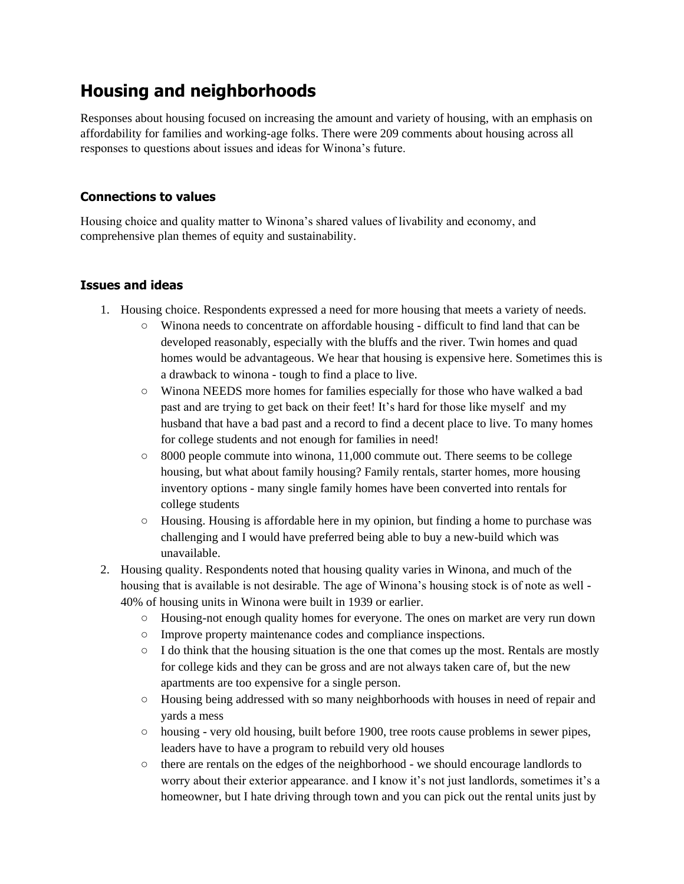# Housing and neighborhoods

Responses about housing focused on increasing the amount and variety of housing, with an emphasis on affordability for families and working-age folks. There were 209 comments about housing across all responses to questions about issues and ideas for Winona's future.

### Connections to values

Housing choice and quality matter to Winona's shared values of livability and economy, and comprehensive plan themes of equity and sustainability.

### Issues and ideas

1. Housing choice. Respondents expressed a need for more housing that meets a variety of needs.
   - Winona needs to concentrate on affordable housing - difficult to find land that can be developed reasonably, especially with the bluffs and the river. Twin homes and quad homes would be advantageous. We hear that housing is expensive here. Sometimes this is a drawback to winona - tough to find a place to live.
   - Winona NEEDS more homes for families especially for those who have walked a bad past and are trying to get back on their feet! It's hard for those like myself and my husband that have a bad past and a record to find a decent place to live. To many homes for college students and not enough for families in need!
   - 8000 people commute into winona, 11,000 commute out. There seems to be college housing, but what about family housing? Family rentals, starter homes, more housing inventory options - many single family homes have been converted into rentals for college students
   - Housing. Housing is affordable here in my opinion, but finding a home to purchase was challenging and I would have preferred being able to buy a new-build which was unavailable.
2. Housing quality. Respondents noted that housing quality varies in Winona, and much of the housing that is available is not desirable. The age of Winona's housing stock is of note as well - 40% of housing units in Winona were built in 1939 or earlier.
   - Housing-not enough quality homes for everyone. The ones on market are very run down
   - Improve property maintenance codes and compliance inspections.
   - I do think that the housing situation is the one that comes up the most. Rentals are mostly for college kids and they can be gross and are not always taken care of, but the new apartments are too expensive for a single person.
   - Housing being addressed with so many neighborhoods with houses in need of repair and yards a mess
   - housing - very old housing, built before 1900, tree roots cause problems in sewer pipes, leaders have to have a program to rebuild very old houses
   - there are rentals on the edges of the neighborhood - we should encourage landlords to worry about their exterior appearance. and I know it's not just landlords, sometimes it's a homeowner, but I hate driving through town and you can pick out the rental units just by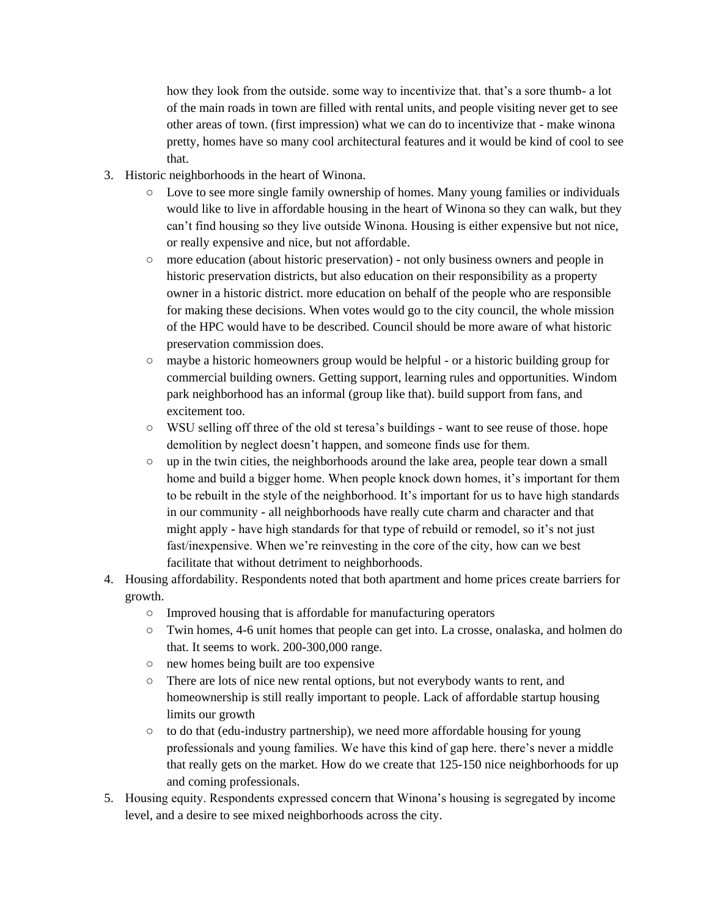how they look from the outside. some way to incentivize that. that's a sore thumb- a lot of the main roads in town are filled with rental units, and people visiting never get to see other areas of town. (first impression) what we can do to incentivize that - make winona pretty, homes have so many cool architectural features and it would be kind of cool to see that.

3. Historic neighborhoods in the heart of Winona.
    - Love to see more single family ownership of homes. Many young families or individuals would like to live in affordable housing in the heart of Winona so they can walk, but they can't find housing so they live outside Winona. Housing is either expensive but not nice, or really expensive and nice, but not affordable.
    - more education (about historic preservation) - not only business owners and people in historic preservation districts, but also education on their responsibility as a property owner in a historic district. more education on behalf of the people who are responsible for making these decisions. When votes would go to the city council, the whole mission of the HPC would have to be described. Council should be more aware of what historic preservation commission does.
    - maybe a historic homeowners group would be helpful - or a historic building group for commercial building owners. Getting support, learning rules and opportunities. Windom park neighborhood has an informal (group like that). build support from fans, and excitement too.
    - WSU selling off three of the old st teresa's buildings - want to see reuse of those. hope demolition by neglect doesn't happen, and someone finds use for them.
    - up in the twin cities, the neighborhoods around the lake area, people tear down a small home and build a bigger home. When people knock down homes, it's important for them to be rebuilt in the style of the neighborhood. It's important for us to have high standards in our community - all neighborhoods have really cute charm and character and that might apply - have high standards for that type of rebuild or remodel, so it's not just fast/inexpensive. When we're reinvesting in the core of the city, how can we best facilitate that without detriment to neighborhoods.
4. Housing affordability. Respondents noted that both apartment and home prices create barriers for growth.
    - Improved housing that is affordable for manufacturing operators
    - Twin homes, 4-6 unit homes that people can get into. La crosse, onalaska, and holmen do that. It seems to work. 200-300,000 range.
    - new homes being built are too expensive
    - There are lots of nice new rental options, but not everybody wants to rent, and homeownership is still really important to people. Lack of affordable startup housing limits our growth
    - to do that (edu-industry partnership), we need more affordable housing for young professionals and young families. We have this kind of gap here. there's never a middle that really gets on the market. How do we create that 125-150 nice neighborhoods for up and coming professionals.
5. Housing equity. Respondents expressed concern that Winona's housing is segregated by income level, and a desire to see mixed neighborhoods across the city.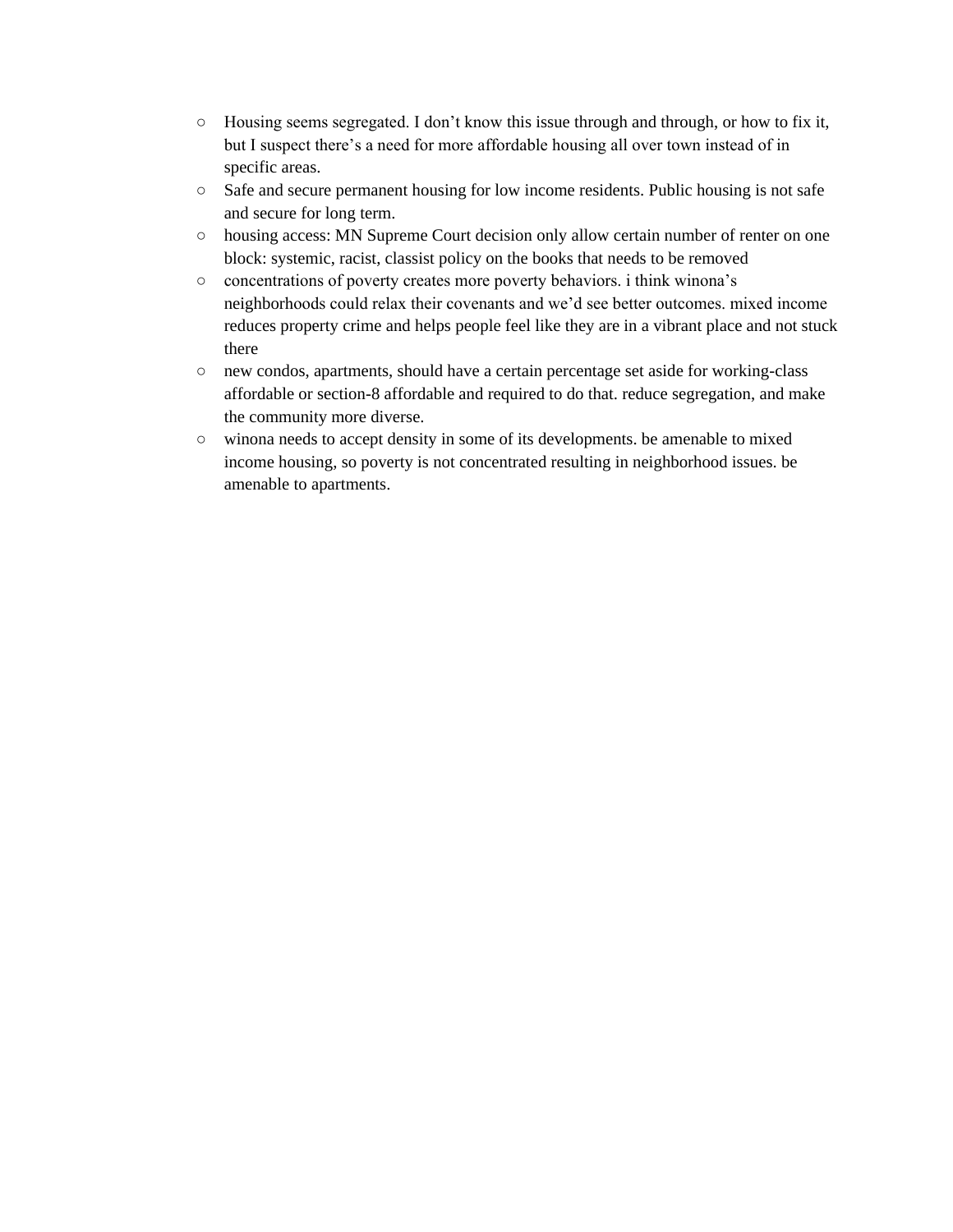- Housing seems segregated. I don't know this issue through and through, or how to fix it, but I suspect there's a need for more affordable housing all over town instead of in specific areas.
- Safe and secure permanent housing for low income residents. Public housing is not safe and secure for long term.
- housing access: MN Supreme Court decision only allow certain number of renter on one block: systemic, racist, classist policy on the books that needs to be removed
- concentrations of poverty creates more poverty behaviors. i think winona's neighborhoods could relax their covenants and we'd see better outcomes. mixed income reduces property crime and helps people feel like they are in a vibrant place and not stuck there
- new condos, apartments, should have a certain percentage set aside for working-class affordable or section-8 affordable and required to do that. reduce segregation, and make the community more diverse.
- winona needs to accept density in some of its developments. be amenable to mixed income housing, so poverty is not concentrated resulting in neighborhood issues. be amenable to apartments.